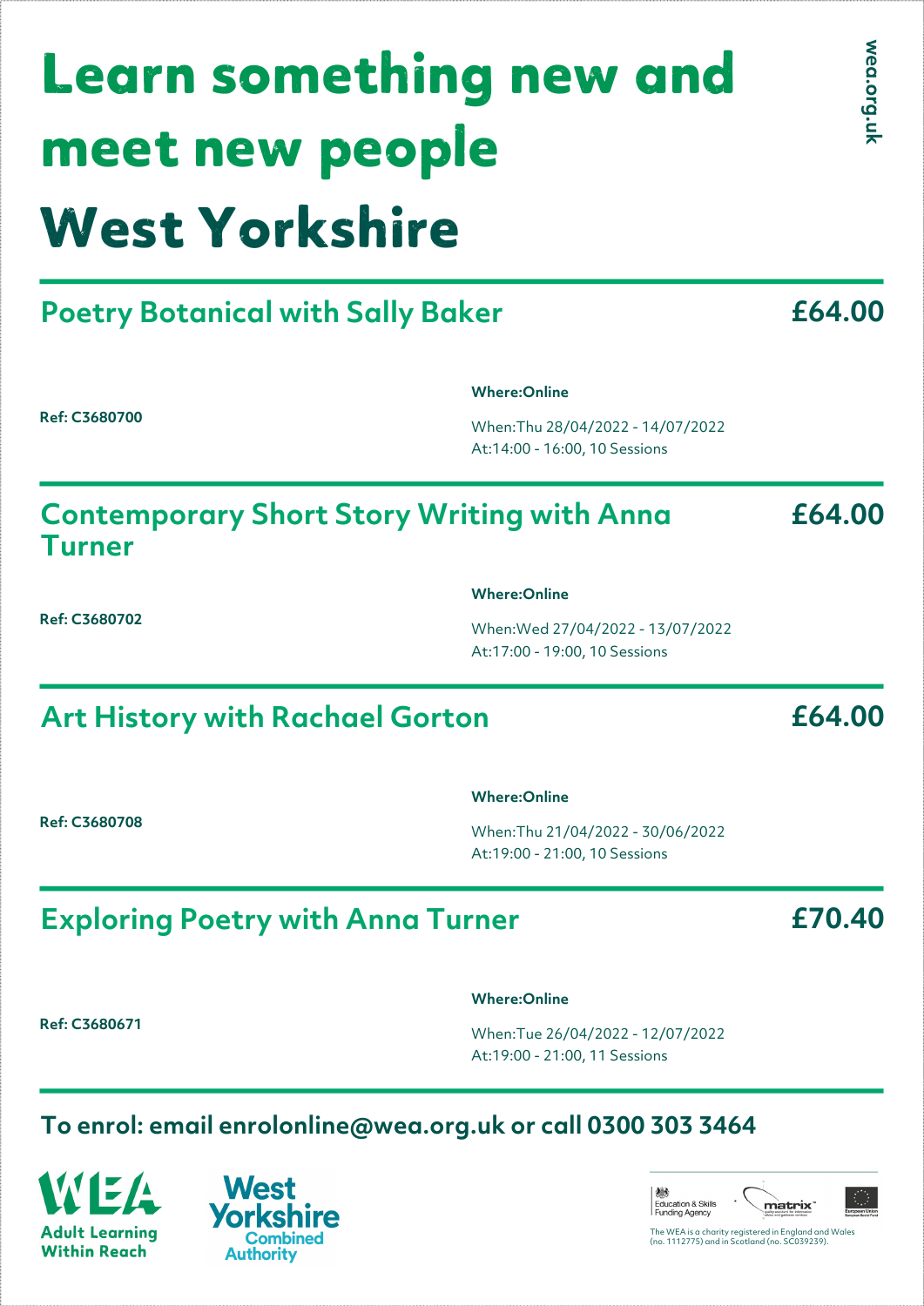# Learn something new and meet new people

# West Yorkshire

wea.org.uk

## Poetry Botanical with Sally Baker

**£64.00**

**Ref: C3680700**

**Where:Online**

When:Thu 28/04/2022 - 14/07/2022
At:14:00 - 16:00, 10 Sessions

## Contemporary Short Story Writing with Anna Turner

**£64.00**

**Ref: C3680702**

**Where:Online**

When:Wed 27/04/2022 - 13/07/2022
At:17:00 - 19:00, 10 Sessions

## Art History with Rachael Gorton

**£64.00**

**Ref: C3680708**

**Where:Online**

When:Thu 21/04/2022 - 30/06/2022
At:19:00 - 21:00, 10 Sessions

## Exploring Poetry with Anna Turner

**£70.40**

**Ref: C3680671**

**Where:Online**

When:Tue 26/04/2022 - 12/07/2022
At:19:00 - 21:00, 11 Sessions

**To enrol: email enrolonline@wea.org.uk or call 0300 303 3464**

WEA Adult Learning Within Reach

West Yorkshire Combined Authority

Education & Skills Funding Agency

matrix

European Union European Social Fund

The WEA is a charity registered in England and Wales (no. 1112775) and in Scotland (no. SC039239).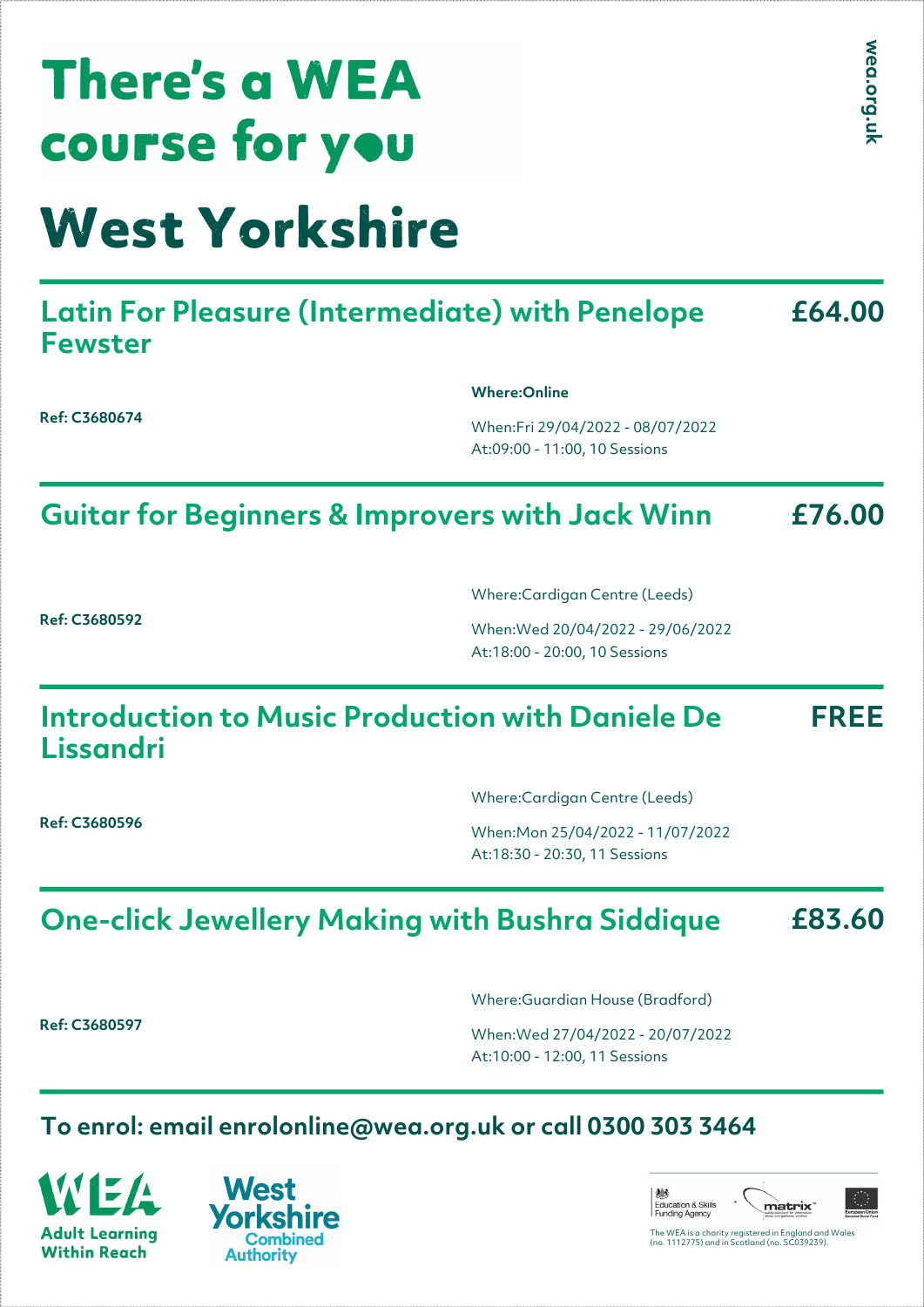# There's a WEA course for you

wea.org.uk

# West Yorkshire

## Latin For Pleasure (Intermediate) with Penelope Fewster — £64.00

**Ref: C3680674**

**Where:Online**

When:Fri 29/04/2022 - 08/07/2022
At:09:00 - 11:00, 10 Sessions

## Guitar for Beginners & Improvers with Jack Winn — £76.00

**Ref: C3680592**

Where:Cardigan Centre (Leeds)

When:Wed 20/04/2022 - 29/06/2022
At:18:00 - 20:00, 10 Sessions

## Introduction to Music Production with Daniele De Lissandri — FREE

**Ref: C3680596**

Where:Cardigan Centre (Leeds)

When:Mon 25/04/2022 - 11/07/2022
At:18:30 - 20:30, 11 Sessions

## One-click Jewellery Making with Bushra Siddique — £83.60

**Ref: C3680597**

Where:Guardian House (Bradford)

When:Wed 27/04/2022 - 20/07/2022
At:10:00 - 12:00, 11 Sessions

**To enrol: email enrolonline@wea.org.uk or call 0300 303 3464**

WEA Adult Learning Within Reach

West Yorkshire Combined Authority

Education & Skills Funding Agency

matrix

European Union European Social Fund

The WEA is a charity registered in England and Wales (no. 1112775) and in Scotland (no. SC039239).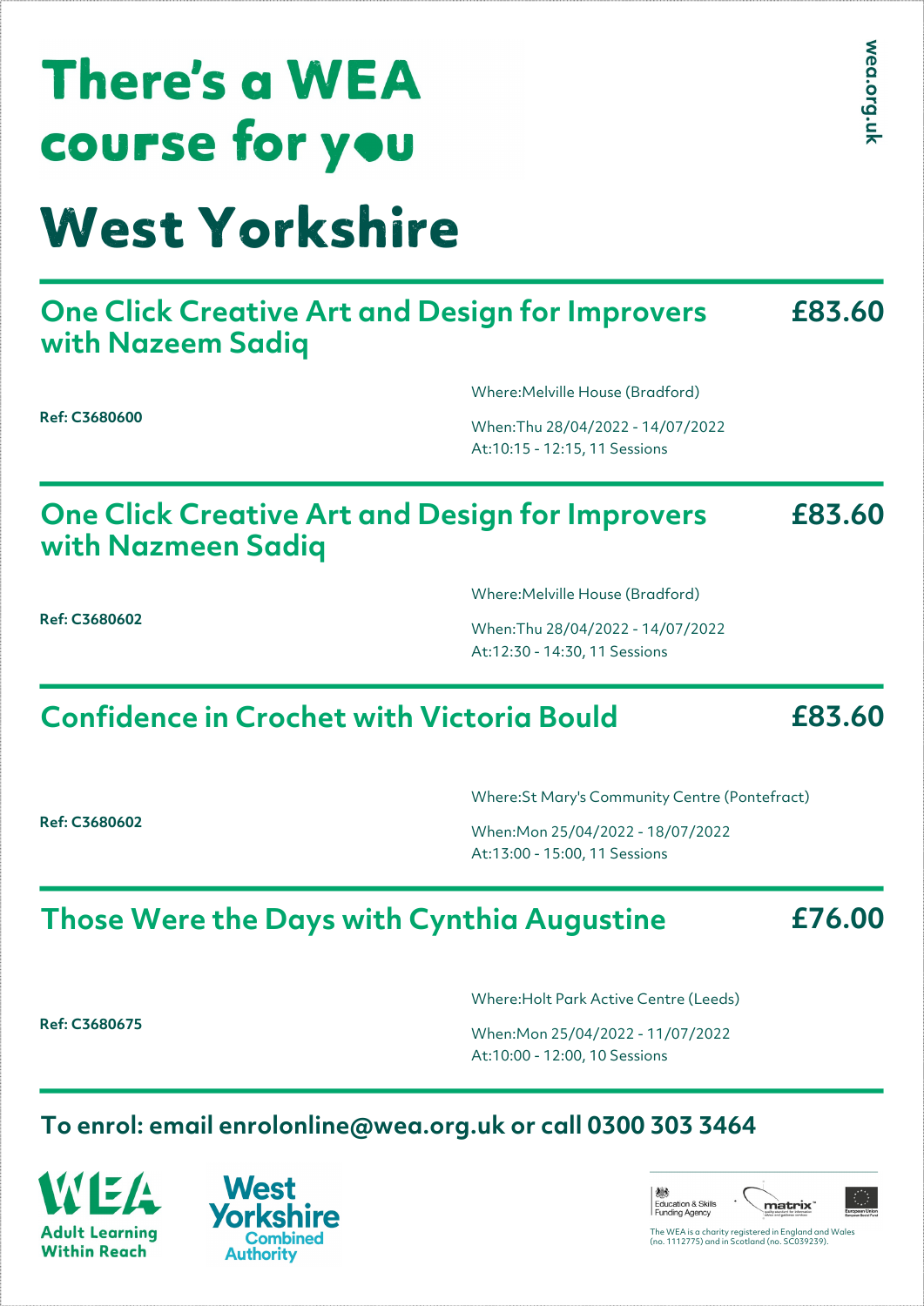# There's a WEA course for you

# West Yorkshire

wea.org.uk

## One Click Creative Art and Design for Improvers with Nazeem Sadiq

**£83.60**

**Ref: C3680600**

Where:Melville House (Bradford)

When:Thu 28/04/2022 - 14/07/2022
At:10:15 - 12:15, 11 Sessions

## One Click Creative Art and Design for Improvers with Nazmeen Sadiq

**£83.60**

**Ref: C3680602**

Where:Melville House (Bradford)

When:Thu 28/04/2022 - 14/07/2022
At:12:30 - 14:30, 11 Sessions

## Confidence in Crochet with Victoria Bould

**£83.60**

**Ref: C3680602**

Where:St Mary's Community Centre (Pontefract)

When:Mon 25/04/2022 - 18/07/2022
At:13:00 - 15:00, 11 Sessions

## Those Were the Days with Cynthia Augustine

**£76.00**

**Ref: C3680675**

Where:Holt Park Active Centre (Leeds)

When:Mon 25/04/2022 - 11/07/2022
At:10:00 - 12:00, 10 Sessions

**To enrol: email enrolonline@wea.org.uk or call 0300 303 3464**

WEA Adult Learning Within Reach

West Yorkshire Combined Authority

Education & Skills Funding Agency

matrix

European Union European Social Fund

The WEA is a charity registered in England and Wales (no. 1112775) and in Scotland (no. SC039239).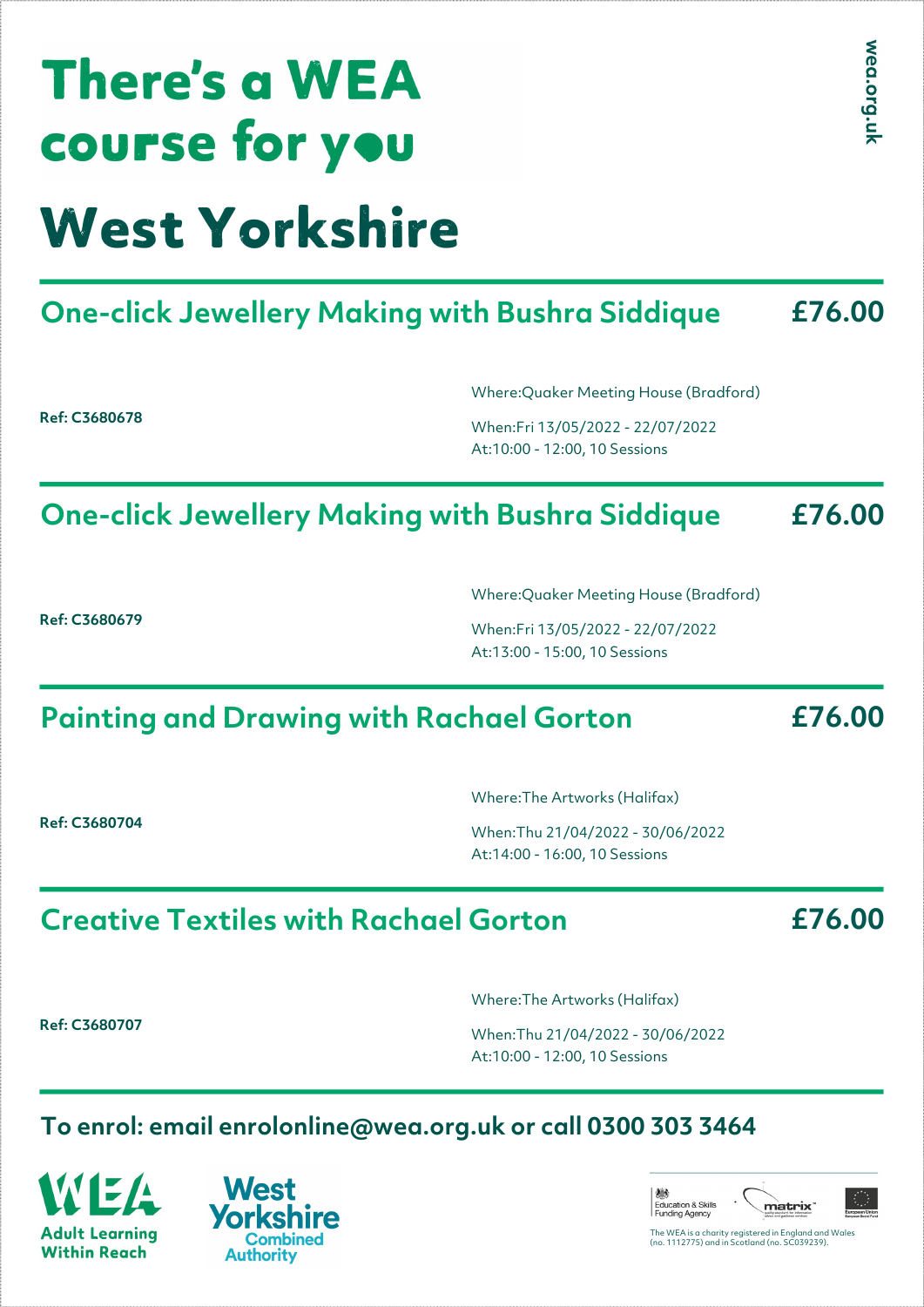# There's a WEA course for you

# West Yorkshire

wea.org.uk

## One-click Jewellery Making with Bushra Siddique — £76.00

**Ref: C3680678**

Where:Quaker Meeting House (Bradford)

When:Fri 13/05/2022 - 22/07/2022
At:10:00 - 12:00, 10 Sessions

## One-click Jewellery Making with Bushra Siddique — £76.00

**Ref: C3680679**

Where:Quaker Meeting House (Bradford)

When:Fri 13/05/2022 - 22/07/2022
At:13:00 - 15:00, 10 Sessions

## Painting and Drawing with Rachael Gorton — £76.00

**Ref: C3680704**

Where:The Artworks (Halifax)

When:Thu 21/04/2022 - 30/06/2022
At:14:00 - 16:00, 10 Sessions

## Creative Textiles with Rachael Gorton — £76.00

**Ref: C3680707**

Where:The Artworks (Halifax)

When:Thu 21/04/2022 - 30/06/2022
At:10:00 - 12:00, 10 Sessions

**To enrol: email enrolonline@wea.org.uk or call 0300 303 3464**

WEA Adult Learning Within Reach

West Yorkshire Combined Authority

Education & Skills Funding Agency

matrix

European Union European Social Fund

The WEA is a charity registered in England and Wales (no. 1112775) and in Scotland (no. SC039239).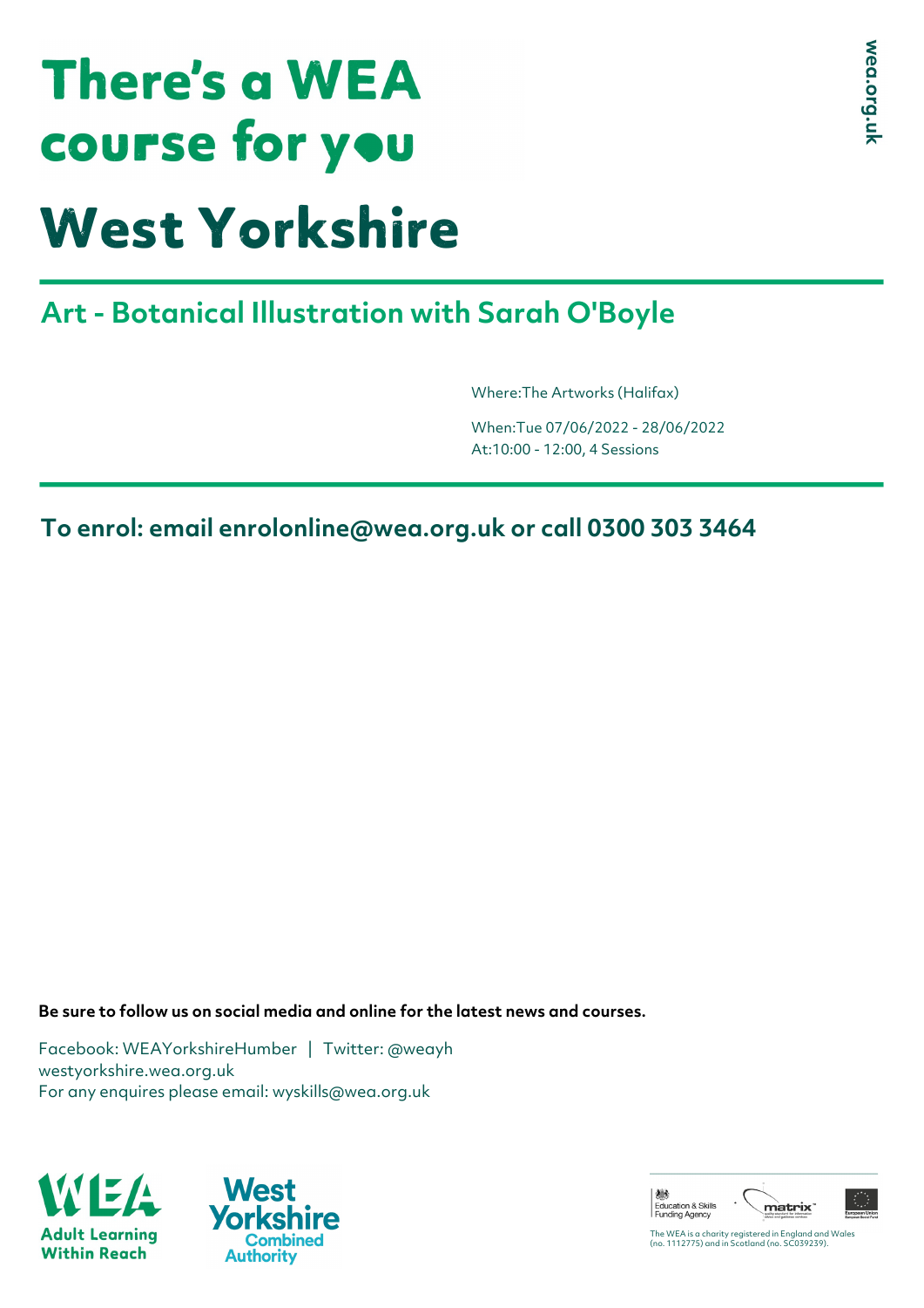# There's a WEA course for you

# West Yorkshire

## Art - Botanical Illustration with Sarah O'Boyle

Where:The Artworks (Halifax)

When:Tue 07/06/2022 - 28/06/2022
At:10:00 - 12:00, 4 Sessions

**To enrol: email enrolonline@wea.org.uk or call 0300 303 3464**

**Be sure to follow us on social media and online for the latest news and courses.**

Facebook: WEAYorkshireHumber | Twitter: @weayh
westyorkshire.wea.org.uk
For any enquires please email: wyskills@wea.org.uk

WEA Adult Learning Within Reach

West Yorkshire Combined Authority

Education & Skills Funding Agency

matrix

European Union

The WEA is a charity registered in England and Wales (no. 1112775) and in Scotland (no. SC039239).

wea.org.uk